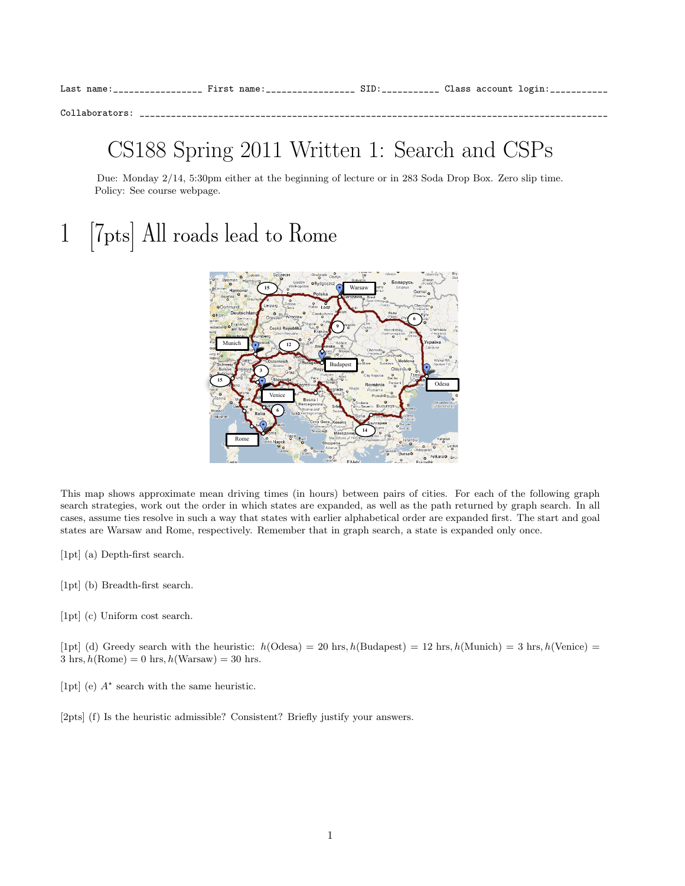Last name:_________________ First name:_________________ SID:___________ Class account login:___________

Collaborators: ___________________________________________________________________________________________

# CS188 Spring 2011 Written 1: Search and CSPs

Due: Monday 2/14, 5:30pm either at the beginning of lecture or in 283 Soda Drop Box. Zero slip time.
Policy: See course webpage.

# 1 [7pts] All roads lead to Rome

This map shows approximate mean driving times (in hours) between pairs of cities. For each of the following graph search strategies, work out the order in which states are expanded, as well as the path returned by graph search. In all cases, assume ties resolve in such a way that states with earlier alphabetical order are expanded first. The start and goal states are Warsaw and Rome, respectively. Remember that in graph search, a state is expanded only once.

[1pt] (a) Depth-first search.

[1pt] (b) Breadth-first search.

[1pt] (c) Uniform cost search.

[1pt] (d) Greedy search with the heuristic: $h(\text{Odesa}) = 20$ hrs, $h(\text{Budapest}) = 12$ hrs, $h(\text{Munich}) = 3$ hrs, $h(\text{Venice}) = 3$ hrs, $h(\text{Rome}) = 0$ hrs, $h(\text{Warsaw}) = 30$ hrs.

[1pt] (e) $A^\star$ search with the same heuristic.

[2pts] (f) Is the heuristic admissible? Consistent? Briefly justify your answers.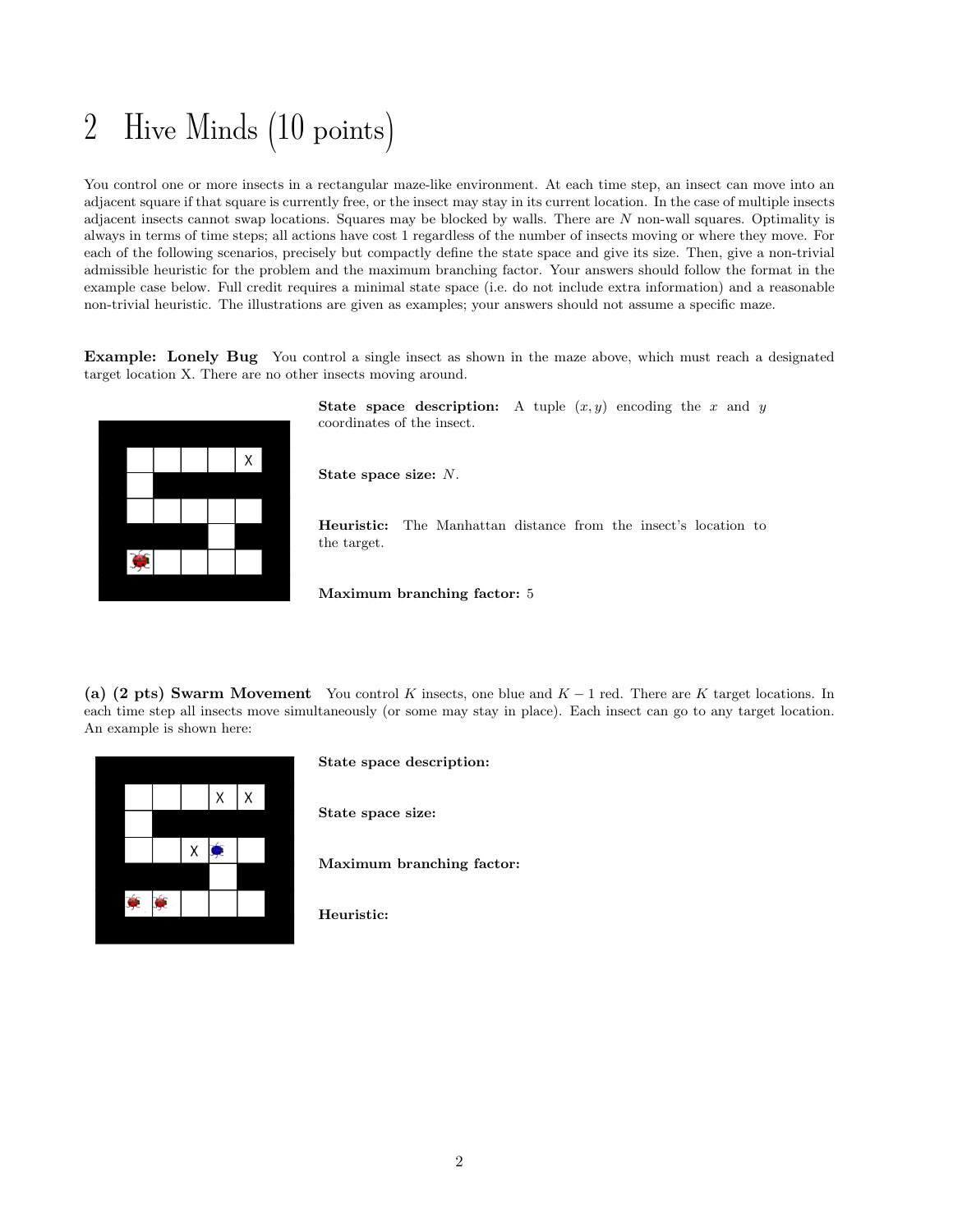# 2 Hive Minds (10 points)

You control one or more insects in a rectangular maze-like environment. At each time step, an insect can move into an adjacent square if that square is currently free, or the insect may stay in its current location. In the case of multiple insects adjacent insects cannot swap locations. Squares may be blocked by walls. There are $N$ non-wall squares. Optimality is always in terms of time steps; all actions have cost 1 regardless of the number of insects moving or where they move. For each of the following scenarios, precisely but compactly define the state space and give its size. Then, give a non-trivial admissible heuristic for the problem and the maximum branching factor. Your answers should follow the format in the example case below. Full credit requires a minimal state space (i.e. do not include extra information) and a reasonable non-trivial heuristic. The illustrations are given as examples; your answers should not assume a specific maze.

**Example: Lonely Bug** You control a single insect as shown in the maze above, which must reach a designated target location X. There are no other insects moving around.

**State space description:** A tuple $(x, y)$ encoding the $x$ and $y$ coordinates of the insect.

**State space size:** $N$.

**Heuristic:** The Manhattan distance from the insect's location to the target.

**Maximum branching factor:** 5

**(a) (2 pts) Swarm Movement** You control $K$ insects, one blue and $K-1$ red. There are $K$ target locations. In each time step all insects move simultaneously (or some may stay in place). Each insect can go to any target location. An example is shown here:

**State space description:**

**State space size:**

**Maximum branching factor:**

**Heuristic:**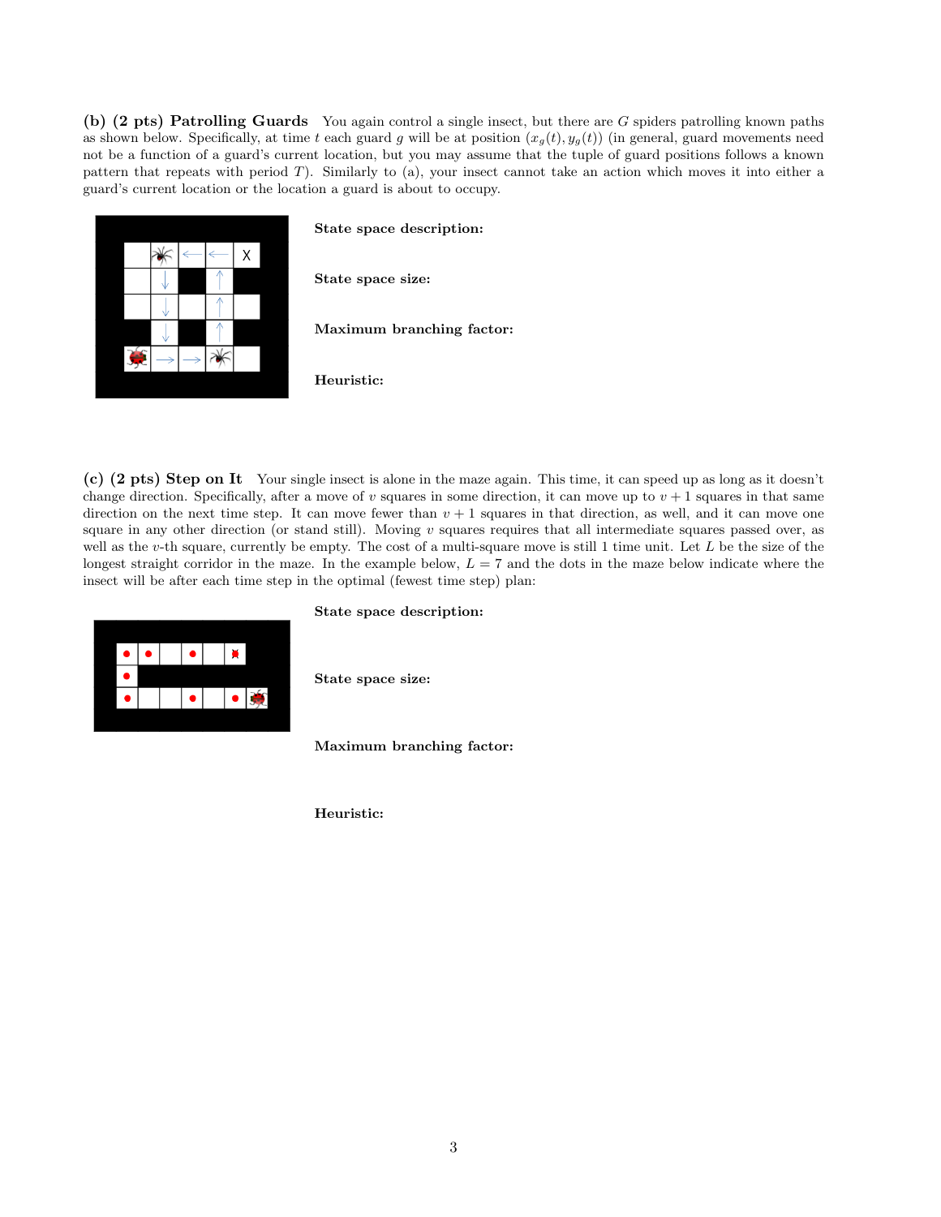**(b) (2 pts) Patrolling Guards** You again control a single insect, but there are $G$ spiders patrolling known paths as shown below. Specifically, at time $t$ each guard $g$ will be at position $(x_g(t), y_g(t))$ (in general, guard movements need not be a function of a guard's current location, but you may assume that the tuple of guard positions follows a known pattern that repeats with period $T$). Similarly to (a), your insect cannot take an action which moves it into either a guard's current location or the location a guard is about to occupy.

**State space description:**

**State space size:**

**Maximum branching factor:**

**Heuristic:**

**(c) (2 pts) Step on It** Your single insect is alone in the maze again. This time, it can speed up as long as it doesn't change direction. Specifically, after a move of $v$ squares in some direction, it can move up to $v + 1$ squares in that same direction on the next time step. It can move fewer than $v + 1$ squares in that direction, as well, and it can move one square in any other direction (or stand still). Moving $v$ squares requires that all intermediate squares passed over, as well as the $v$-th square, currently be empty. The cost of a multi-square move is still 1 time unit. Let $L$ be the size of the longest straight corridor in the maze. In the example below, $L = 7$ and the dots in the maze below indicate where the insect will be after each time step in the optimal (fewest time step) plan:

**State space description:**

**State space size:**

**Maximum branching factor:**

**Heuristic:**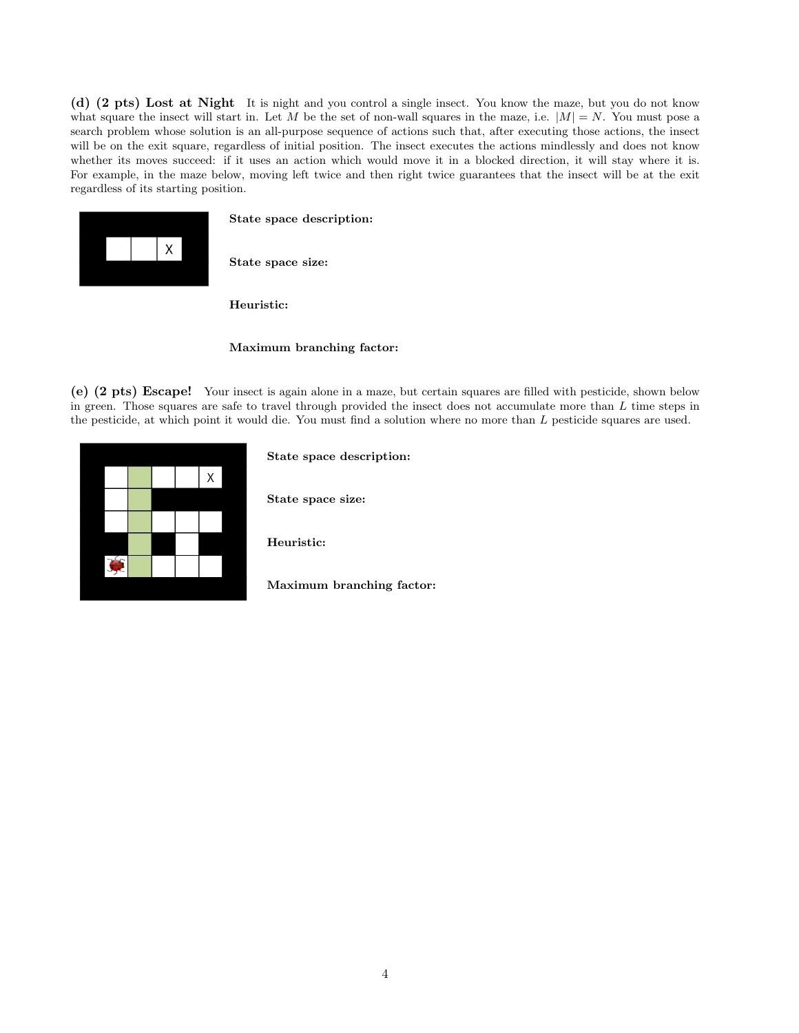**(d) (2 pts) Lost at Night** It is night and you control a single insect. You know the maze, but you do not know what square the insect will start in. Let $M$ be the set of non-wall squares in the maze, i.e. $|M| = N$. You must pose a search problem whose solution is an all-purpose sequence of actions such that, after executing those actions, the insect will be on the exit square, regardless of initial position. The insect executes the actions mindlessly and does not know whether its moves succeed: if it uses an action which would move it in a blocked direction, it will stay where it is. For example, in the maze below, moving left twice and then right twice guarantees that the insect will be at the exit regardless of its starting position.

**State space description:**

**State space size:**

**Heuristic:**

**Maximum branching factor:**

**(e) (2 pts) Escape!** Your insect is again alone in a maze, but certain squares are filled with pesticide, shown below in green. Those squares are safe to travel through provided the insect does not accumulate more than $L$ time steps in the pesticide, at which point it would die. You must find a solution where no more than $L$ pesticide squares are used.

**State space description:**

**State space size:**

**Heuristic:**

**Maximum branching factor:**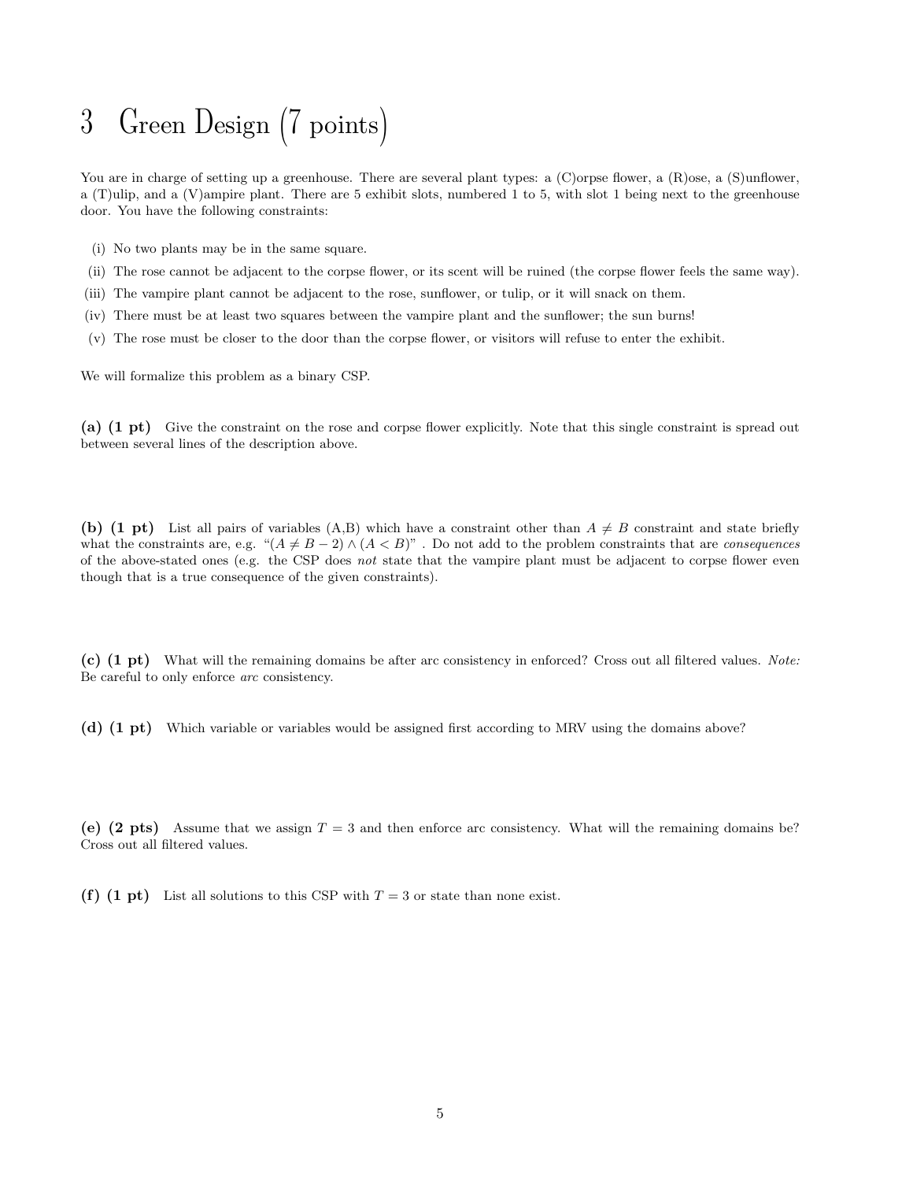# 3 Green Design (7 points)

You are in charge of setting up a greenhouse. There are several plant types: a (C)orpse flower, a (R)ose, a (S)unflower, a (T)ulip, and a (V)ampire plant. There are 5 exhibit slots, numbered 1 to 5, with slot 1 being next to the greenhouse door. You have the following constraints:

(i) No two plants may be in the same square.

(ii) The rose cannot be adjacent to the corpse flower, or its scent will be ruined (the corpse flower feels the same way).

(iii) The vampire plant cannot be adjacent to the rose, sunflower, or tulip, or it will snack on them.

(iv) There must be at least two squares between the vampire plant and the sunflower; the sun burns!

(v) The rose must be closer to the door than the corpse flower, or visitors will refuse to enter the exhibit.

We will formalize this problem as a binary CSP.

**(a) (1 pt)** Give the constraint on the rose and corpse flower explicitly. Note that this single constraint is spread out between several lines of the description above.

**(b) (1 pt)** List all pairs of variables (A,B) which have a constraint other than $A \neq B$ constraint and state briefly what the constraints are, e.g. "$(A \neq B - 2) \wedge (A < B)$" . Do not add to the problem constraints that are *consequences* of the above-stated ones (e.g. the CSP does *not* state that the vampire plant must be adjacent to corpse flower even though that is a true consequence of the given constraints).

**(c) (1 pt)** What will the remaining domains be after arc consistency in enforced? Cross out all filtered values. *Note:* Be careful to only enforce *arc* consistency.

**(d) (1 pt)** Which variable or variables would be assigned first according to MRV using the domains above?

**(e) (2 pts)** Assume that we assign $T = 3$ and then enforce arc consistency. What will the remaining domains be? Cross out all filtered values.

**(f) (1 pt)** List all solutions to this CSP with $T = 3$ or state than none exist.